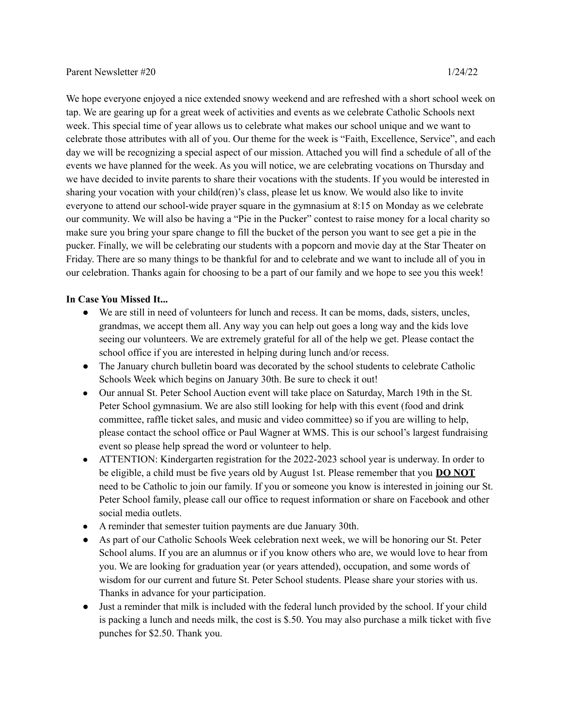Parent Newsletter #20 1/24/22

We hope everyone enjoyed a nice extended snowy weekend and are refreshed with a short school week on tap. We are gearing up for a great week of activities and events as we celebrate Catholic Schools next week. This special time of year allows us to celebrate what makes our school unique and we want to celebrate those attributes with all of you. Our theme for the week is "Faith, Excellence, Service", and each day we will be recognizing a special aspect of our mission. Attached you will find a schedule of all of the events we have planned for the week. As you will notice, we are celebrating vocations on Thursday and we have decided to invite parents to share their vocations with the students. If you would be interested in sharing your vocation with your child(ren)'s class, please let us know. We would also like to invite everyone to attend our school-wide prayer square in the gymnasium at 8:15 on Monday as we celebrate our community. We will also be having a "Pie in the Pucker" contest to raise money for a local charity so make sure you bring your spare change to fill the bucket of the person you want to see get a pie in the pucker. Finally, we will be celebrating our students with a popcorn and movie day at the Star Theater on Friday. There are so many things to be thankful for and to celebrate and we want to include all of you in our celebration. Thanks again for choosing to be a part of our family and we hope to see you this week!

**In Case You Missed It...**

- We are still in need of volunteers for lunch and recess. It can be moms, dads, sisters, uncles, grandmas, we accept them all. Any way you can help out goes a long way and the kids love seeing our volunteers. We are extremely grateful for all of the help we get. Please contact the school office if you are interested in helping during lunch and/or recess.
- The January church bulletin board was decorated by the school students to celebrate Catholic Schools Week which begins on January 30th. Be sure to check it out!
- Our annual St. Peter School Auction event will take place on Saturday, March 19th in the St. Peter School gymnasium. We are also still looking for help with this event (food and drink committee, raffle ticket sales, and music and video committee) so if you are willing to help, please contact the school office or Paul Wagner at WMS. This is our school's largest fundraising event so please help spread the word or volunteer to help.
- ATTENTION: Kindergarten registration for the 2022-2023 school year is underway. In order to be eligible, a child must be five years old by August 1st. Please remember that you **<u>DO NOT</u>** need to be Catholic to join our family. If you or someone you know is interested in joining our St. Peter School family, please call our office to request information or share on Facebook and other social media outlets.
- A reminder that semester tuition payments are due January 30th.
- As part of our Catholic Schools Week celebration next week, we will be honoring our St. Peter School alums. If you are an alumnus or if you know others who are, we would love to hear from you. We are looking for graduation year (or years attended), occupation, and some words of wisdom for our current and future St. Peter School students. Please share your stories with us. Thanks in advance for your participation.
- Just a reminder that milk is included with the federal lunch provided by the school. If your child is packing a lunch and needs milk, the cost is $.50. You may also purchase a milk ticket with five punches for $2.50. Thank you.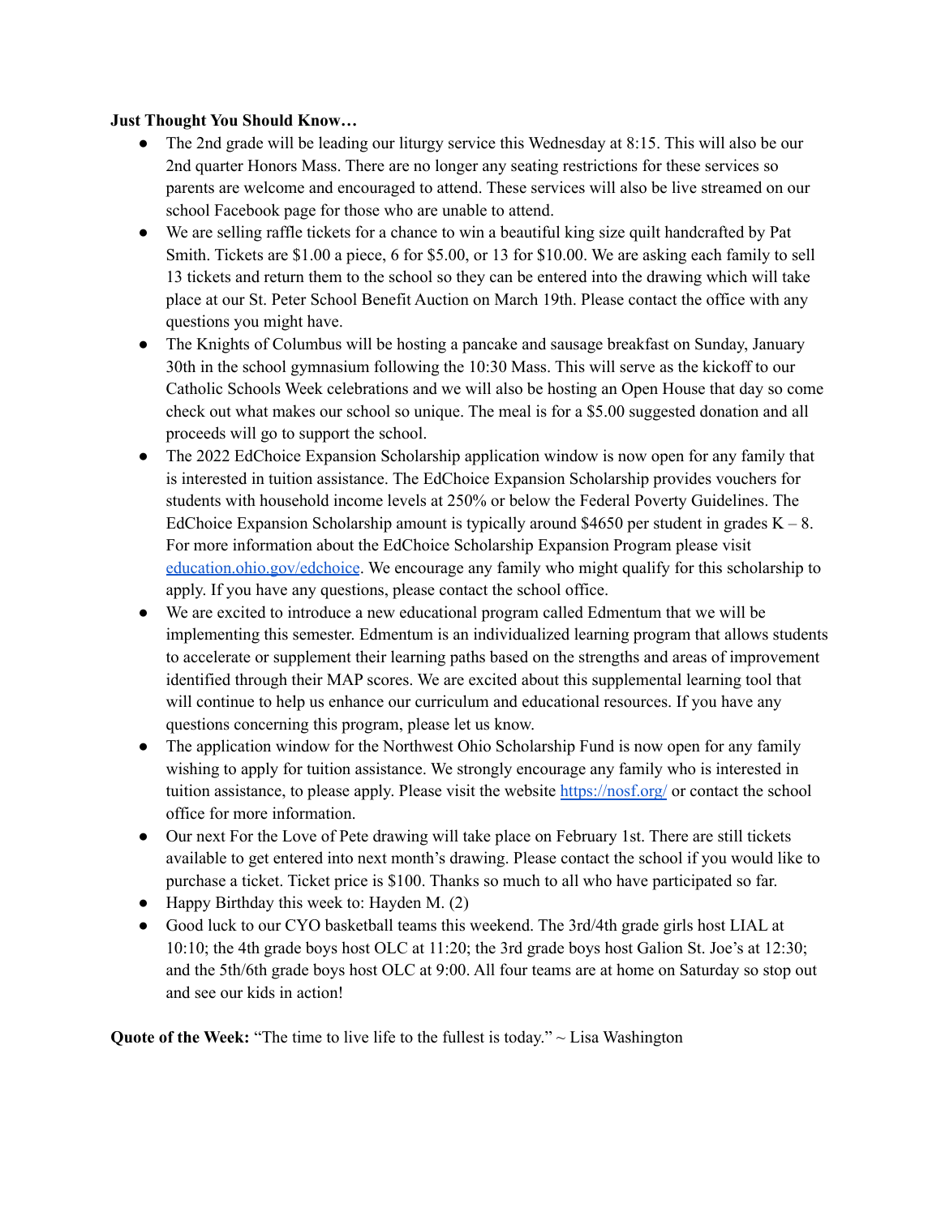**Just Thought You Should Know…**

- The 2nd grade will be leading our liturgy service this Wednesday at 8:15. This will also be our 2nd quarter Honors Mass. There are no longer any seating restrictions for these services so parents are welcome and encouraged to attend. These services will also be live streamed on our school Facebook page for those who are unable to attend.
- We are selling raffle tickets for a chance to win a beautiful king size quilt handcrafted by Pat Smith. Tickets are $1.00 a piece, 6 for $5.00, or 13 for $10.00. We are asking each family to sell 13 tickets and return them to the school so they can be entered into the drawing which will take place at our St. Peter School Benefit Auction on March 19th. Please contact the office with any questions you might have.
- The Knights of Columbus will be hosting a pancake and sausage breakfast on Sunday, January 30th in the school gymnasium following the 10:30 Mass. This will serve as the kickoff to our Catholic Schools Week celebrations and we will also be hosting an Open House that day so come check out what makes our school so unique. The meal is for a $5.00 suggested donation and all proceeds will go to support the school.
- The 2022 EdChoice Expansion Scholarship application window is now open for any family that is interested in tuition assistance. The EdChoice Expansion Scholarship provides vouchers for students with household income levels at 250% or below the Federal Poverty Guidelines. The EdChoice Expansion Scholarship amount is typically around $4650 per student in grades K – 8. For more information about the EdChoice Scholarship Expansion Program please visit [education.ohio.gov/edchoice](education.ohio.gov/edchoice). We encourage any family who might qualify for this scholarship to apply. If you have any questions, please contact the school office.
- We are excited to introduce a new educational program called Edmentum that we will be implementing this semester. Edmentum is an individualized learning program that allows students to accelerate or supplement their learning paths based on the strengths and areas of improvement identified through their MAP scores. We are excited about this supplemental learning tool that will continue to help us enhance our curriculum and educational resources. If you have any questions concerning this program, please let us know.
- The application window for the Northwest Ohio Scholarship Fund is now open for any family wishing to apply for tuition assistance. We strongly encourage any family who is interested in tuition assistance, to please apply. Please visit the website [https://nosf.org/](https://nosf.org/) or contact the school office for more information.
- Our next For the Love of Pete drawing will take place on February 1st. There are still tickets available to get entered into next month's drawing. Please contact the school if you would like to purchase a ticket. Ticket price is $100. Thanks so much to all who have participated so far.
- Happy Birthday this week to: Hayden M. (2)
- Good luck to our CYO basketball teams this weekend. The 3rd/4th grade girls host LIAL at 10:10; the 4th grade boys host OLC at 11:20; the 3rd grade boys host Galion St. Joe's at 12:30; and the 5th/6th grade boys host OLC at 9:00. All four teams are at home on Saturday so stop out and see our kids in action!

**Quote of the Week:** "The time to live life to the fullest is today." ~ Lisa Washington